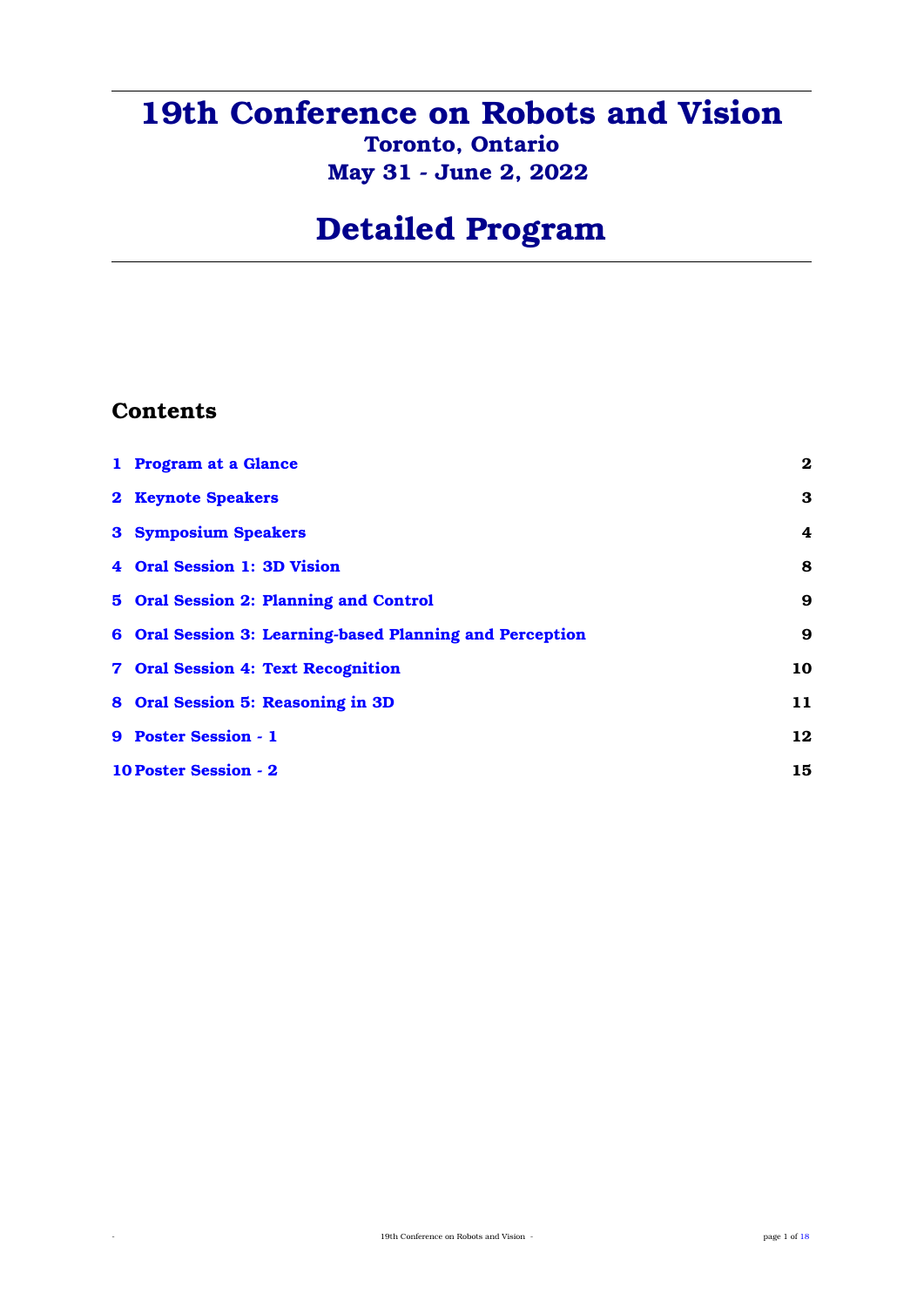# 19th Conference on Robots and Vision

## Toronto, Ontario

## May 31 - June 2, 2022

# Detailed Program

## Contents

1 Program at a Glance 2

2 Keynote Speakers 3

3 Symposium Speakers 4

4 Oral Session 1: 3D Vision 8

5 Oral Session 2: Planning and Control 9

6 Oral Session 3: Learning-based Planning and Perception 9

7 Oral Session 4: Text Recognition 10

8 Oral Session 5: Reasoning in 3D 11

9 Poster Session - 1 12

10 Poster Session - 2 15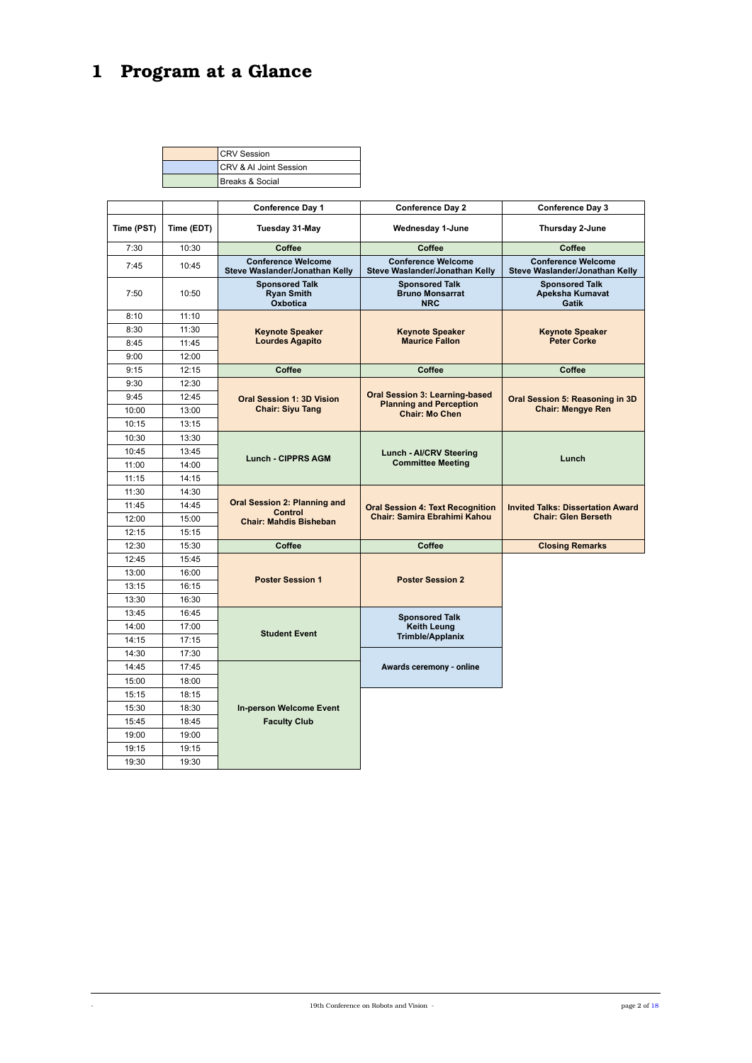# 1 Program at a Glance

| | |
|---|---|
| (orange) | CRV Session |
| (blue) | CRV & AI Joint Session |
| (green) | Breaks & Social |

| | | Conference Day 1 | Conference Day 2 | Conference Day 3 |
|---|---|---|---|---|
| **Time (PST)** | **Time (EDT)** | **Tuesday 31-May** | **Wednesday 1-June** | **Thursday 2-June** |
| 7:30 | 10:30 | **Coffee** | **Coffee** | **Coffee** |
| 7:45 | 10:45 | **Conference Welcome Steve Waslander/Jonathan Kelly** | **Conference Welcome Steve Waslander/Jonathan Kelly** | **Conference Welcome Steve Waslander/Jonathan Kelly** |
| 7:50 | 10:50 | **Sponsored Talk Ryan Smith Oxbotica** | **Sponsored Talk Bruno Monsarrat NRC** | **Sponsored Talk Apeksha Kumavat Gatik** |
| 8:10 | 11:10 | **Keynote Speaker Lourdes Agapito** | **Keynote Speaker Maurice Fallon** | **Keynote Speaker Peter Corke** |
| 8:30 | 11:30 | | | |
| 8:45 | 11:45 | | | |
| 9:00 | 12:00 | | | |
| 9:15 | 12:15 | **Coffee** | **Coffee** | **Coffee** |
| 9:30 | 12:30 | **Oral Session 1: 3D Vision Chair: Siyu Tang** | **Oral Session 3: Learning-based Planning and Perception Chair: Mo Chen** | **Oral Session 5: Reasoning in 3D Chair: Mengye Ren** |
| 9:45 | 12:45 | | | |
| 10:00 | 13:00 | | | |
| 10:15 | 13:15 | | | |
| 10:30 | 13:30 | **Lunch - CIPPRS AGM** | **Lunch - AI/CRV Steering Committee Meeting** | **Lunch** |
| 10:45 | 13:45 | | | |
| 11:00 | 14:00 | | | |
| 11:15 | 14:15 | | | |
| 11:30 | 14:30 | **Oral Session 2: Planning and Control Chair: Mahdis Bisheban** | **Oral Session 4: Text Recognition Chair: Samira Ebrahimi Kahou** | **Invited Talks: Dissertation Award Chair: Glen Berseth** |
| 11:45 | 14:45 | | | |
| 12:00 | 15:00 | | | |
| 12:15 | 15:15 | | | |
| 12:30 | 15:30 | **Coffee** | **Coffee** | **Closing Remarks** |
| 12:45 | 15:45 | **Poster Session 1** | **Poster Session 2** | |
| 13:00 | 16:00 | | | |
| 13:15 | 16:15 | | | |
| 13:30 | 16:30 | | | |
| 13:45 | 16:45 | **Student Event** | **Sponsored Talk Keith Leung Trimble/Applanix** | |
| 14:00 | 17:00 | | | |
| 14:15 | 17:15 | | | |
| 14:30 | 17:30 | | **Awards ceremony - online** | |
| 14:45 | 17:45 | **In-person Welcome Event Faculty Club** | | |
| 15:00 | 18:00 | | | |
| 15:15 | 18:15 | | | |
| 15:30 | 18:30 | | | |
| 15:45 | 18:45 | | | |
| 19:00 | 19:00 | | | |
| 19:15 | 19:15 | | | |
| 19:30 | 19:30 | | | |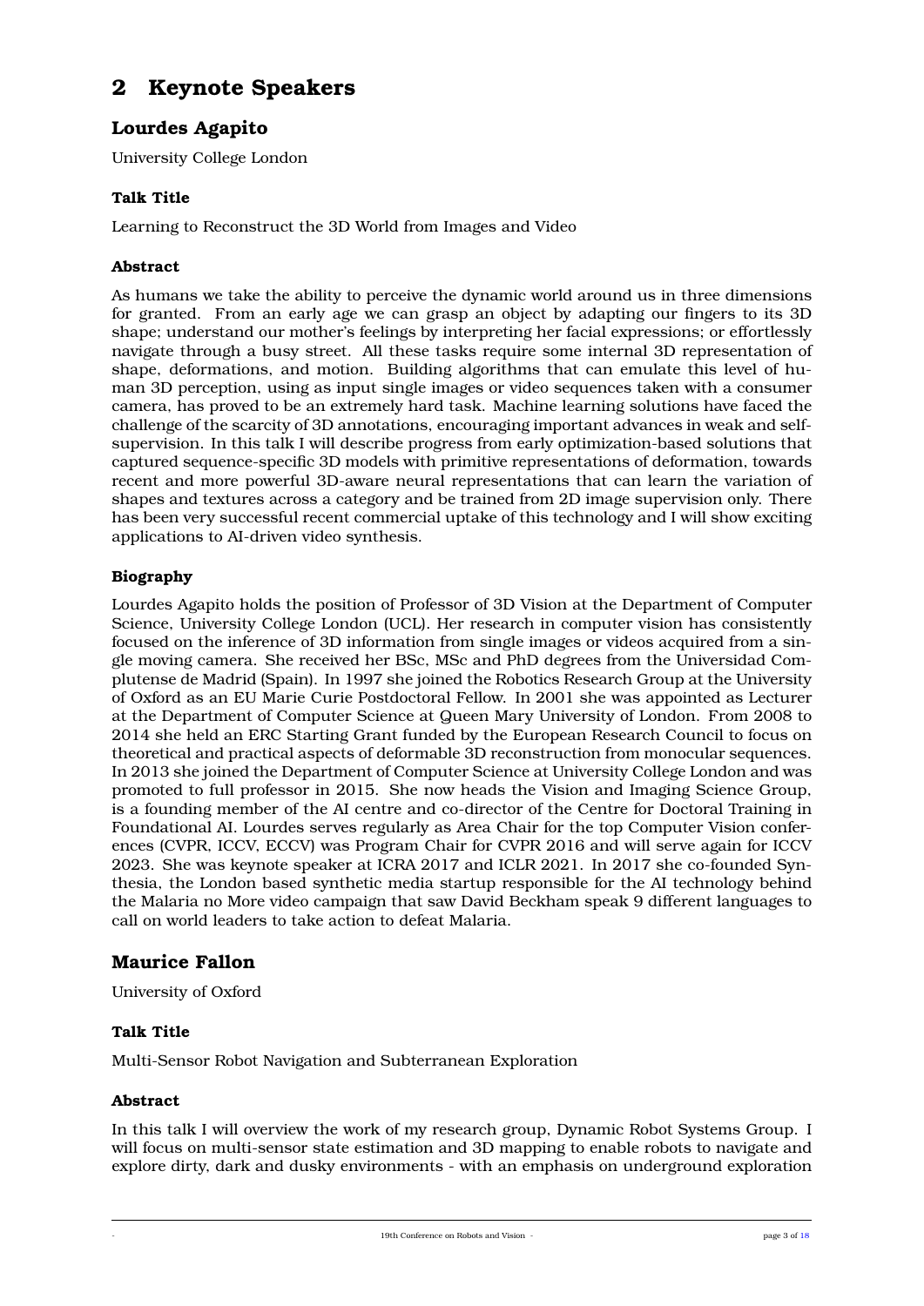# 2 Keynote Speakers

## Lourdes Agapito

University College London

### Talk Title

Learning to Reconstruct the 3D World from Images and Video

### Abstract

As humans we take the ability to perceive the dynamic world around us in three dimensions for granted. From an early age we can grasp an object by adapting our fingers to its 3D shape; understand our mother's feelings by interpreting her facial expressions; or effortlessly navigate through a busy street. All these tasks require some internal 3D representation of shape, deformations, and motion. Building algorithms that can emulate this level of human 3D perception, using as input single images or video sequences taken with a consumer camera, has proved to be an extremely hard task. Machine learning solutions have faced the challenge of the scarcity of 3D annotations, encouraging important advances in weak and self-supervision. In this talk I will describe progress from early optimization-based solutions that captured sequence-specific 3D models with primitive representations of deformation, towards recent and more powerful 3D-aware neural representations that can learn the variation of shapes and textures across a category and be trained from 2D image supervision only. There has been very successful recent commercial uptake of this technology and I will show exciting applications to AI-driven video synthesis.

### Biography

Lourdes Agapito holds the position of Professor of 3D Vision at the Department of Computer Science, University College London (UCL). Her research in computer vision has consistently focused on the inference of 3D information from single images or videos acquired from a single moving camera. She received her BSc, MSc and PhD degrees from the Universidad Complutense de Madrid (Spain). In 1997 she joined the Robotics Research Group at the University of Oxford as an EU Marie Curie Postdoctoral Fellow. In 2001 she was appointed as Lecturer at the Department of Computer Science at Queen Mary University of London. From 2008 to 2014 she held an ERC Starting Grant funded by the European Research Council to focus on theoretical and practical aspects of deformable 3D reconstruction from monocular sequences. In 2013 she joined the Department of Computer Science at University College London and was promoted to full professor in 2015. She now heads the Vision and Imaging Science Group, is a founding member of the AI centre and co-director of the Centre for Doctoral Training in Foundational AI. Lourdes serves regularly as Area Chair for the top Computer Vision conferences (CVPR, ICCV, ECCV) was Program Chair for CVPR 2016 and will serve again for ICCV 2023. She was keynote speaker at ICRA 2017 and ICLR 2021. In 2017 she co-founded Synthesia, the London based synthetic media startup responsible for the AI technology behind the Malaria no More video campaign that saw David Beckham speak 9 different languages to call on world leaders to take action to defeat Malaria.

## Maurice Fallon

University of Oxford

### Talk Title

Multi-Sensor Robot Navigation and Subterranean Exploration

### Abstract

In this talk I will overview the work of my research group, Dynamic Robot Systems Group. I will focus on multi-sensor state estimation and 3D mapping to enable robots to navigate and explore dirty, dark and dusky environments - with an emphasis on underground exploration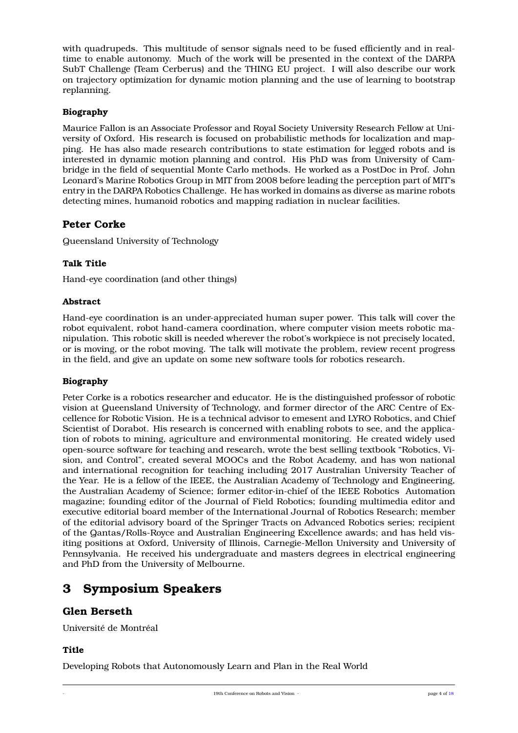with quadrupeds. This multitude of sensor signals need to be fused efficiently and in real-time to enable autonomy. Much of the work will be presented in the context of the DARPA SubT Challenge (Team Cerberus) and the THING EU project. I will also describe our work on trajectory optimization for dynamic motion planning and the use of learning to bootstrap replanning.

### Biography

Maurice Fallon is an Associate Professor and Royal Society University Research Fellow at University of Oxford. His research is focused on probabilistic methods for localization and mapping. He has also made research contributions to state estimation for legged robots and is interested in dynamic motion planning and control. His PhD was from University of Cambridge in the field of sequential Monte Carlo methods. He worked as a PostDoc in Prof. John Leonard's Marine Robotics Group in MIT from 2008 before leading the perception part of MIT's entry in the DARPA Robotics Challenge. He has worked in domains as diverse as marine robots detecting mines, humanoid robotics and mapping radiation in nuclear facilities.

## Peter Corke

Queensland University of Technology

### Talk Title

Hand-eye coordination (and other things)

### Abstract

Hand-eye coordination is an under-appreciated human super power. This talk will cover the robot equivalent, robot hand-camera coordination, where computer vision meets robotic manipulation. This robotic skill is needed wherever the robot's workpiece is not precisely located, or is moving, or the robot moving. The talk will motivate the problem, review recent progress in the field, and give an update on some new software tools for robotics research.

### Biography

Peter Corke is a robotics researcher and educator. He is the distinguished professor of robotic vision at Queensland University of Technology, and former director of the ARC Centre of Excellence for Robotic Vision. He is a technical advisor to emesent and LYRO Robotics, and Chief Scientist of Dorabot. His research is concerned with enabling robots to see, and the application of robots to mining, agriculture and environmental monitoring. He created widely used open-source software for teaching and research, wrote the best selling textbook "Robotics, Vision, and Control", created several MOOCs and the Robot Academy, and has won national and international recognition for teaching including 2017 Australian University Teacher of the Year. He is a fellow of the IEEE, the Australian Academy of Technology and Engineering, the Australian Academy of Science; former editor-in-chief of the IEEE Robotics Automation magazine; founding editor of the Journal of Field Robotics; founding multimedia editor and executive editorial board member of the International Journal of Robotics Research; member of the editorial advisory board of the Springer Tracts on Advanced Robotics series; recipient of the Qantas/Rolls-Royce and Australian Engineering Excellence awards; and has held visiting positions at Oxford, University of Illinois, Carnegie-Mellon University and University of Pennsylvania. He received his undergraduate and masters degrees in electrical engineering and PhD from the University of Melbourne.

# 3 Symposium Speakers

## Glen Berseth

Université de Montréal

### Title

Developing Robots that Autonomously Learn and Plan in the Real World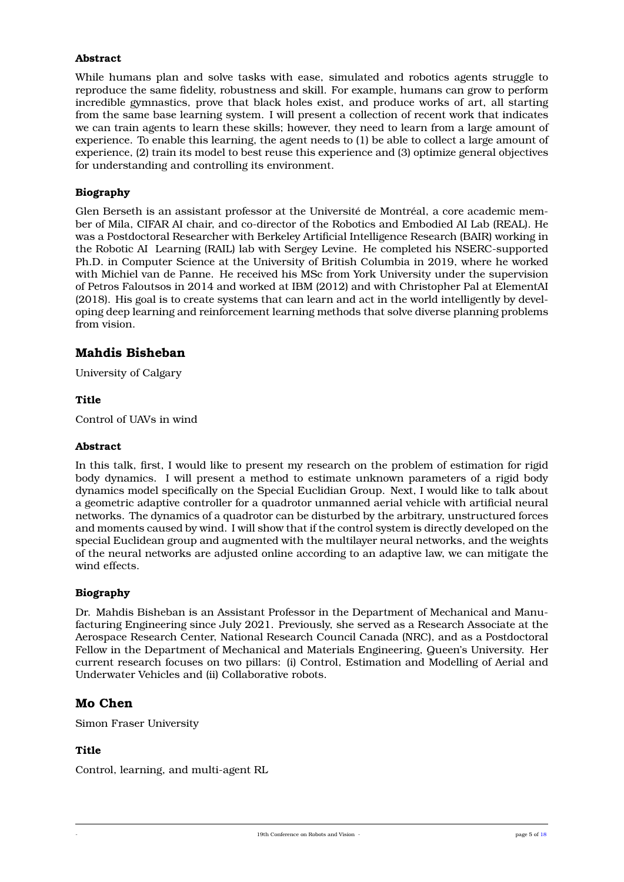### Abstract

While humans plan and solve tasks with ease, simulated and robotics agents struggle to reproduce the same fidelity, robustness and skill. For example, humans can grow to perform incredible gymnastics, prove that black holes exist, and produce works of art, all starting from the same base learning system. I will present a collection of recent work that indicates we can train agents to learn these skills; however, they need to learn from a large amount of experience. To enable this learning, the agent needs to (1) be able to collect a large amount of experience, (2) train its model to best reuse this experience and (3) optimize general objectives for understanding and controlling its environment.

### Biography

Glen Berseth is an assistant professor at the Université de Montréal, a core academic member of Mila, CIFAR AI chair, and co-director of the Robotics and Embodied AI Lab (REAL). He was a Postdoctoral Researcher with Berkeley Artificial Intelligence Research (BAIR) working in the Robotic AI Learning (RAIL) lab with Sergey Levine. He completed his NSERC-supported Ph.D. in Computer Science at the University of British Columbia in 2019, where he worked with Michiel van de Panne. He received his MSc from York University under the supervision of Petros Faloutsos in 2014 and worked at IBM (2012) and with Christopher Pal at ElementAI (2018). His goal is to create systems that can learn and act in the world intelligently by developing deep learning and reinforcement learning methods that solve diverse planning problems from vision.

## Mahdis Bisheban

University of Calgary

### Title

Control of UAVs in wind

### Abstract

In this talk, first, I would like to present my research on the problem of estimation for rigid body dynamics. I will present a method to estimate unknown parameters of a rigid body dynamics model specifically on the Special Euclidian Group. Next, I would like to talk about a geometric adaptive controller for a quadrotor unmanned aerial vehicle with artificial neural networks. The dynamics of a quadrotor can be disturbed by the arbitrary, unstructured forces and moments caused by wind. I will show that if the control system is directly developed on the special Euclidean group and augmented with the multilayer neural networks, and the weights of the neural networks are adjusted online according to an adaptive law, we can mitigate the wind effects.

### Biography

Dr. Mahdis Bisheban is an Assistant Professor in the Department of Mechanical and Manufacturing Engineering since July 2021. Previously, she served as a Research Associate at the Aerospace Research Center, National Research Council Canada (NRC), and as a Postdoctoral Fellow in the Department of Mechanical and Materials Engineering, Queen's University. Her current research focuses on two pillars: (i) Control, Estimation and Modelling of Aerial and Underwater Vehicles and (ii) Collaborative robots.

## Mo Chen

Simon Fraser University

### Title

Control, learning, and multi-agent RL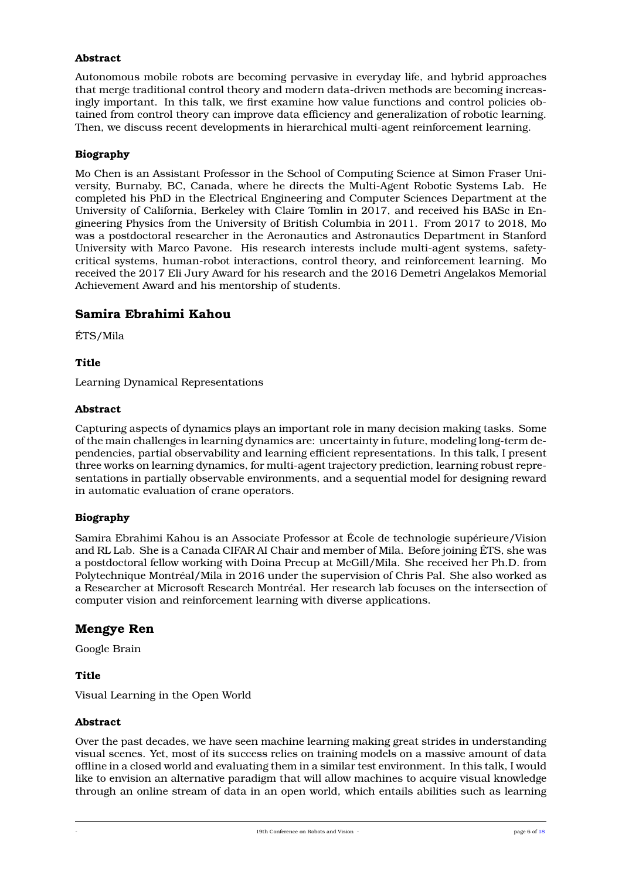### Abstract

Autonomous mobile robots are becoming pervasive in everyday life, and hybrid approaches that merge traditional control theory and modern data-driven methods are becoming increasingly important. In this talk, we first examine how value functions and control policies obtained from control theory can improve data efficiency and generalization of robotic learning. Then, we discuss recent developments in hierarchical multi-agent reinforcement learning.

### Biography

Mo Chen is an Assistant Professor in the School of Computing Science at Simon Fraser University, Burnaby, BC, Canada, where he directs the Multi-Agent Robotic Systems Lab. He completed his PhD in the Electrical Engineering and Computer Sciences Department at the University of California, Berkeley with Claire Tomlin in 2017, and received his BASc in Engineering Physics from the University of British Columbia in 2011. From 2017 to 2018, Mo was a postdoctoral researcher in the Aeronautics and Astronautics Department in Stanford University with Marco Pavone. His research interests include multi-agent systems, safety-critical systems, human-robot interactions, control theory, and reinforcement learning. Mo received the 2017 Eli Jury Award for his research and the 2016 Demetri Angelakos Memorial Achievement Award and his mentorship of students.

## Samira Ebrahimi Kahou

ÉTS/Mila

### Title

Learning Dynamical Representations

### Abstract

Capturing aspects of dynamics plays an important role in many decision making tasks. Some of the main challenges in learning dynamics are: uncertainty in future, modeling long-term dependencies, partial observability and learning efficient representations. In this talk, I present three works on learning dynamics, for multi-agent trajectory prediction, learning robust representations in partially observable environments, and a sequential model for designing reward in automatic evaluation of crane operators.

### Biography

Samira Ebrahimi Kahou is an Associate Professor at École de technologie supérieure/Vision and RL Lab. She is a Canada CIFAR AI Chair and member of Mila. Before joining ÉTS, she was a postdoctoral fellow working with Doina Precup at McGill/Mila. She received her Ph.D. from Polytechnique Montréal/Mila in 2016 under the supervision of Chris Pal. She also worked as a Researcher at Microsoft Research Montréal. Her research lab focuses on the intersection of computer vision and reinforcement learning with diverse applications.

## Mengye Ren

Google Brain

### Title

Visual Learning in the Open World

### Abstract

Over the past decades, we have seen machine learning making great strides in understanding visual scenes. Yet, most of its success relies on training models on a massive amount of data offline in a closed world and evaluating them in a similar test environment. In this talk, I would like to envision an alternative paradigm that will allow machines to acquire visual knowledge through an online stream of data in an open world, which entails abilities such as learning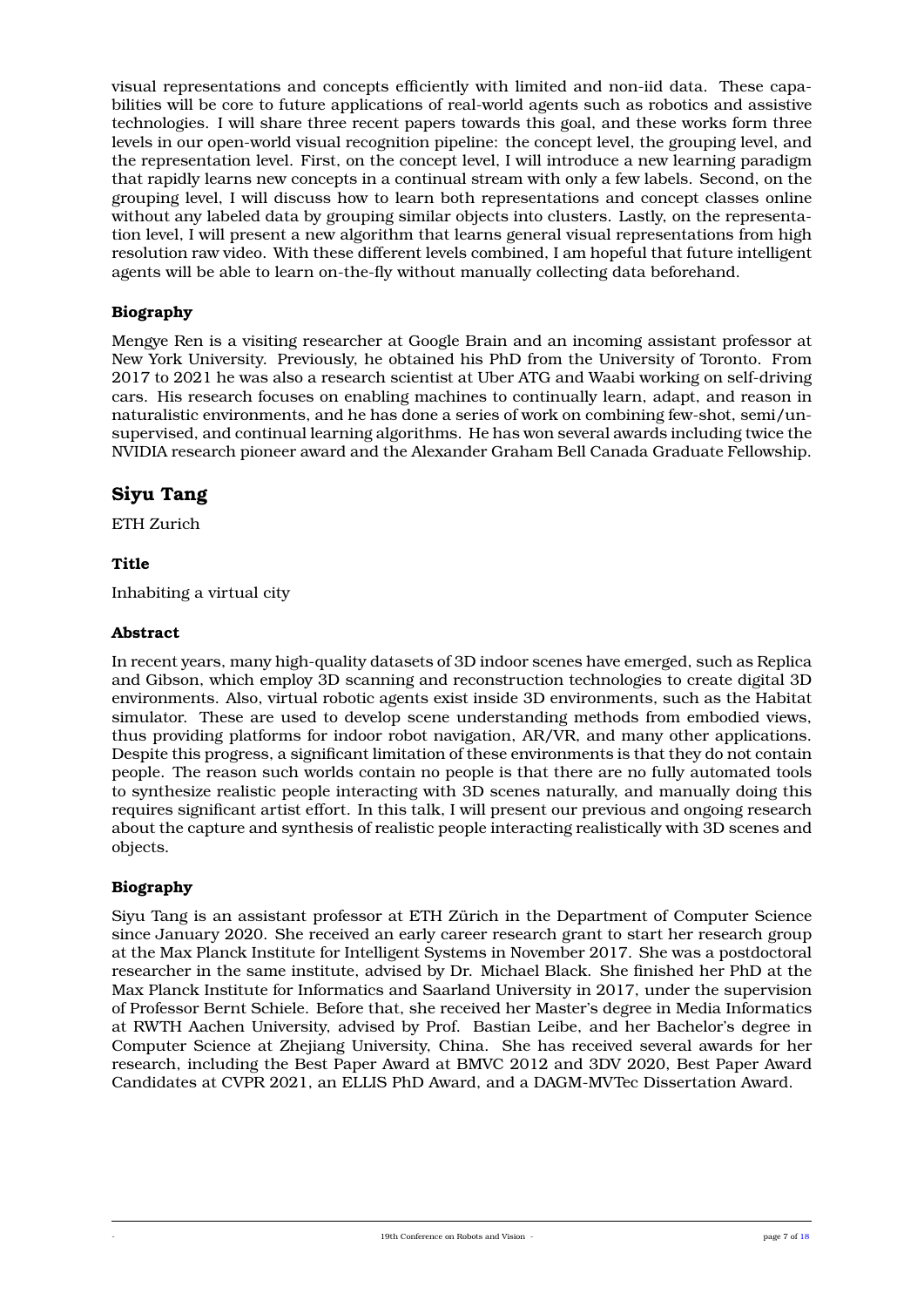visual representations and concepts efficiently with limited and non-iid data. These capabilities will be core to future applications of real-world agents such as robotics and assistive technologies. I will share three recent papers towards this goal, and these works form three levels in our open-world visual recognition pipeline: the concept level, the grouping level, and the representation level. First, on the concept level, I will introduce a new learning paradigm that rapidly learns new concepts in a continual stream with only a few labels. Second, on the grouping level, I will discuss how to learn both representations and concept classes online without any labeled data by grouping similar objects into clusters. Lastly, on the representation level, I will present a new algorithm that learns general visual representations from high resolution raw video. With these different levels combined, I am hopeful that future intelligent agents will be able to learn on-the-fly without manually collecting data beforehand.

### Biography

Mengye Ren is a visiting researcher at Google Brain and an incoming assistant professor at New York University. Previously, he obtained his PhD from the University of Toronto. From 2017 to 2021 he was also a research scientist at Uber ATG and Waabi working on self-driving cars. His research focuses on enabling machines to continually learn, adapt, and reason in naturalistic environments, and he has done a series of work on combining few-shot, semi/unsupervised, and continual learning algorithms. He has won several awards including twice the NVIDIA research pioneer award and the Alexander Graham Bell Canada Graduate Fellowship.

## Siyu Tang

ETH Zurich

### Title

Inhabiting a virtual city

### Abstract

In recent years, many high-quality datasets of 3D indoor scenes have emerged, such as Replica and Gibson, which employ 3D scanning and reconstruction technologies to create digital 3D environments. Also, virtual robotic agents exist inside 3D environments, such as the Habitat simulator. These are used to develop scene understanding methods from embodied views, thus providing platforms for indoor robot navigation, AR/VR, and many other applications. Despite this progress, a significant limitation of these environments is that they do not contain people. The reason such worlds contain no people is that there are no fully automated tools to synthesize realistic people interacting with 3D scenes naturally, and manually doing this requires significant artist effort. In this talk, I will present our previous and ongoing research about the capture and synthesis of realistic people interacting realistically with 3D scenes and objects.

### Biography

Siyu Tang is an assistant professor at ETH Zürich in the Department of Computer Science since January 2020. She received an early career research grant to start her research group at the Max Planck Institute for Intelligent Systems in November 2017. She was a postdoctoral researcher in the same institute, advised by Dr. Michael Black. She finished her PhD at the Max Planck Institute for Informatics and Saarland University in 2017, under the supervision of Professor Bernt Schiele. Before that, she received her Master's degree in Media Informatics at RWTH Aachen University, advised by Prof. Bastian Leibe, and her Bachelor's degree in Computer Science at Zhejiang University, China. She has received several awards for her research, including the Best Paper Award at BMVC 2012 and 3DV 2020, Best Paper Award Candidates at CVPR 2021, an ELLIS PhD Award, and a DAGM-MVTec Dissertation Award.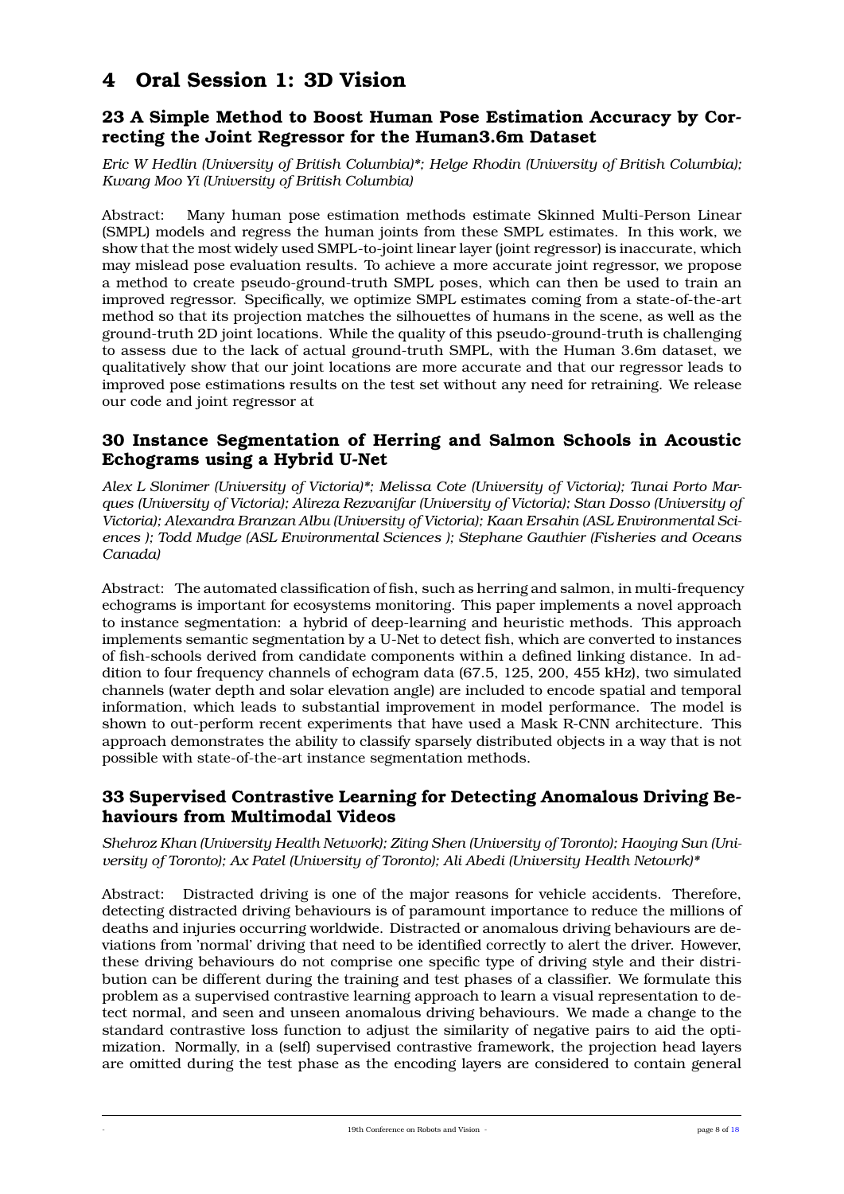# 4 Oral Session 1: 3D Vision

## 23 A Simple Method to Boost Human Pose Estimation Accuracy by Correcting the Joint Regressor for the Human3.6m Dataset

*Eric W Hedlin (University of British Columbia)*; Helge Rhodin (University of British Columbia); Kwang Moo Yi (University of British Columbia)*

Abstract: Many human pose estimation methods estimate Skinned Multi-Person Linear (SMPL) models and regress the human joints from these SMPL estimates. In this work, we show that the most widely used SMPL-to-joint linear layer (joint regressor) is inaccurate, which may mislead pose evaluation results. To achieve a more accurate joint regressor, we propose a method to create pseudo-ground-truth SMPL poses, which can then be used to train an improved regressor. Specifically, we optimize SMPL estimates coming from a state-of-the-art method so that its projection matches the silhouettes of humans in the scene, as well as the ground-truth 2D joint locations. While the quality of this pseudo-ground-truth is challenging to assess due to the lack of actual ground-truth SMPL, with the Human 3.6m dataset, we qualitatively show that our joint locations are more accurate and that our regressor leads to improved pose estimations results on the test set without any need for retraining. We release our code and joint regressor at

## 30 Instance Segmentation of Herring and Salmon Schools in Acoustic Echograms using a Hybrid U-Net

*Alex L Slonimer (University of Victoria)*; Melissa Cote (University of Victoria); Tunai Porto Marques (University of Victoria); Alireza Rezvanifar (University of Victoria); Stan Dosso (University of Victoria); Alexandra Branzan Albu (University of Victoria); Kaan Ersahin (ASL Environmental Sciences ); Todd Mudge (ASL Environmental Sciences ); Stephane Gauthier (Fisheries and Oceans Canada)*

Abstract: The automated classification of fish, such as herring and salmon, in multi-frequency echograms is important for ecosystems monitoring. This paper implements a novel approach to instance segmentation: a hybrid of deep-learning and heuristic methods. This approach implements semantic segmentation by a U-Net to detect fish, which are converted to instances of fish-schools derived from candidate components within a defined linking distance. In addition to four frequency channels of echogram data (67.5, 125, 200, 455 kHz), two simulated channels (water depth and solar elevation angle) are included to encode spatial and temporal information, which leads to substantial improvement in model performance. The model is shown to out-perform recent experiments that have used a Mask R-CNN architecture. This approach demonstrates the ability to classify sparsely distributed objects in a way that is not possible with state-of-the-art instance segmentation methods.

## 33 Supervised Contrastive Learning for Detecting Anomalous Driving Behaviours from Multimodal Videos

*Shehroz Khan (University Health Network); Ziting Shen (University of Toronto); Haoying Sun (University of Toronto); Ax Patel (University of Toronto); Ali Abedi (University Health Netowrk)**

Abstract: Distracted driving is one of the major reasons for vehicle accidents. Therefore, detecting distracted driving behaviours is of paramount importance to reduce the millions of deaths and injuries occurring worldwide. Distracted or anomalous driving behaviours are deviations from 'normal' driving that need to be identified correctly to alert the driver. However, these driving behaviours do not comprise one specific type of driving style and their distribution can be different during the training and test phases of a classifier. We formulate this problem as a supervised contrastive learning approach to learn a visual representation to detect normal, and seen and unseen anomalous driving behaviours. We made a change to the standard contrastive loss function to adjust the similarity of negative pairs to aid the optimization. Normally, in a (self) supervised contrastive framework, the projection head layers are omitted during the test phase as the encoding layers are considered to contain general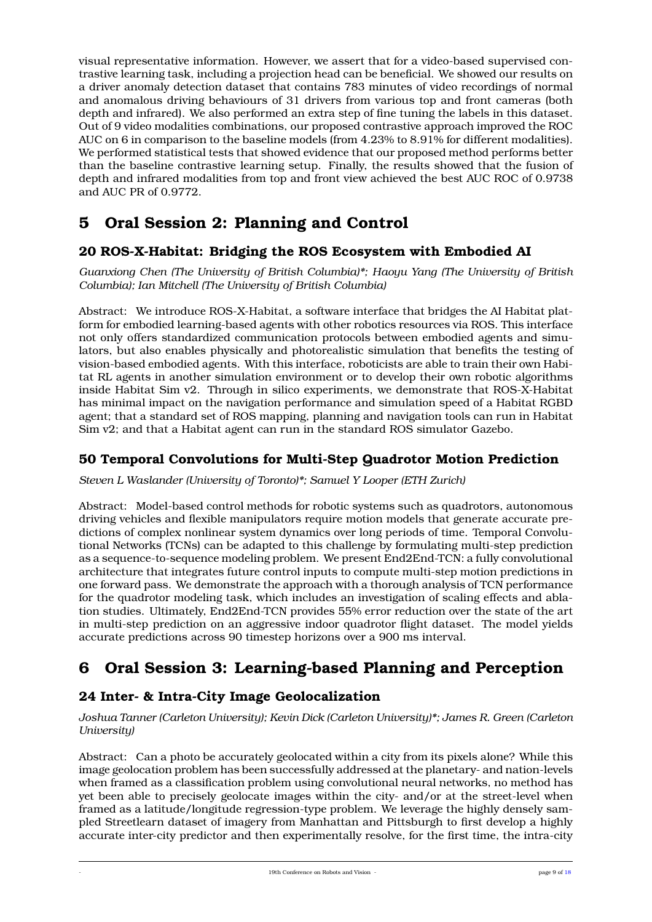visual representative information. However, we assert that for a video-based supervised contrastive learning task, including a projection head can be beneficial. We showed our results on a driver anomaly detection dataset that contains 783 minutes of video recordings of normal and anomalous driving behaviours of 31 drivers from various top and front cameras (both depth and infrared). We also performed an extra step of fine tuning the labels in this dataset. Out of 9 video modalities combinations, our proposed contrastive approach improved the ROC AUC on 6 in comparison to the baseline models (from 4.23% to 8.91% for different modalities). We performed statistical tests that showed evidence that our proposed method performs better than the baseline contrastive learning setup. Finally, the results showed that the fusion of depth and infrared modalities from top and front view achieved the best AUC ROC of 0.9738 and AUC PR of 0.9772.

# 5 Oral Session 2: Planning and Control

## 20 ROS-X-Habitat: Bridging the ROS Ecosystem with Embodied AI

*Guanxiong Chen (The University of British Columbia)*; Haoyu Yang (The University of British Columbia); Ian Mitchell (The University of British Columbia)*

Abstract: We introduce ROS-X-Habitat, a software interface that bridges the AI Habitat platform for embodied learning-based agents with other robotics resources via ROS. This interface not only offers standardized communication protocols between embodied agents and simulators, but also enables physically and photorealistic simulation that benefits the testing of vision-based embodied agents. With this interface, roboticists are able to train their own Habitat RL agents in another simulation environment or to develop their own robotic algorithms inside Habitat Sim v2. Through in silico experiments, we demonstrate that ROS-X-Habitat has minimal impact on the navigation performance and simulation speed of a Habitat RGBD agent; that a standard set of ROS mapping, planning and navigation tools can run in Habitat Sim v2; and that a Habitat agent can run in the standard ROS simulator Gazebo.

## 50 Temporal Convolutions for Multi-Step Quadrotor Motion Prediction

*Steven L Waslander (University of Toronto)*; Samuel Y Looper (ETH Zurich)*

Abstract: Model-based control methods for robotic systems such as quadrotors, autonomous driving vehicles and flexible manipulators require motion models that generate accurate predictions of complex nonlinear system dynamics over long periods of time. Temporal Convolutional Networks (TCNs) can be adapted to this challenge by formulating multi-step prediction as a sequence-to-sequence modeling problem. We present End2End-TCN: a fully convolutional architecture that integrates future control inputs to compute multi-step motion predictions in one forward pass. We demonstrate the approach with a thorough analysis of TCN performance for the quadrotor modeling task, which includes an investigation of scaling effects and ablation studies. Ultimately, End2End-TCN provides 55% error reduction over the state of the art in multi-step prediction on an aggressive indoor quadrotor flight dataset. The model yields accurate predictions across 90 timestep horizons over a 900 ms interval.

# 6 Oral Session 3: Learning-based Planning and Perception

## 24 Inter- & Intra-City Image Geolocalization

*Joshua Tanner (Carleton University); Kevin Dick (Carleton University)*; James R. Green (Carleton University)*

Abstract: Can a photo be accurately geolocated within a city from its pixels alone? While this image geolocation problem has been successfully addressed at the planetary- and nation-levels when framed as a classification problem using convolutional neural networks, no method has yet been able to precisely geolocate images within the city- and/or at the street-level when framed as a latitude/longitude regression-type problem. We leverage the highly densely sampled Streetlearn dataset of imagery from Manhattan and Pittsburgh to first develop a highly accurate inter-city predictor and then experimentally resolve, for the first time, the intra-city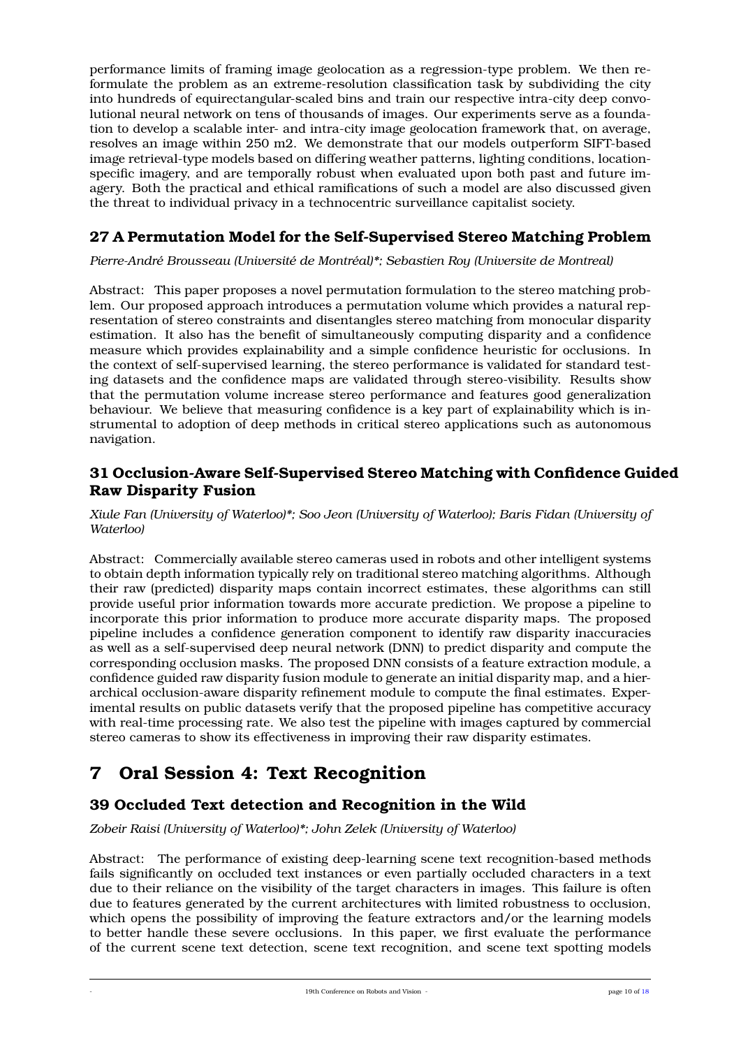performance limits of framing image geolocation as a regression-type problem. We then reformulate the problem as an extreme-resolution classification task by subdividing the city into hundreds of equirectangular-scaled bins and train our respective intra-city deep convolutional neural network on tens of thousands of images. Our experiments serve as a foundation to develop a scalable inter- and intra-city image geolocation framework that, on average, resolves an image within 250 m2. We demonstrate that our models outperform SIFT-based image retrieval-type models based on differing weather patterns, lighting conditions, location-specific imagery, and are temporally robust when evaluated upon both past and future imagery. Both the practical and ethical ramifications of such a model are also discussed given the threat to individual privacy in a technocentric surveillance capitalist society.

### 27 A Permutation Model for the Self-Supervised Stereo Matching Problem

*Pierre-André Brousseau (Université de Montréal)\*; Sebastien Roy (Universite de Montreal)*

Abstract: This paper proposes a novel permutation formulation to the stereo matching problem. Our proposed approach introduces a permutation volume which provides a natural representation of stereo constraints and disentangles stereo matching from monocular disparity estimation. It also has the benefit of simultaneously computing disparity and a confidence measure which provides explainability and a simple confidence heuristic for occlusions. In the context of self-supervised learning, the stereo performance is validated for standard testing datasets and the confidence maps are validated through stereo-visibility. Results show that the permutation volume increase stereo performance and features good generalization behaviour. We believe that measuring confidence is a key part of explainability which is instrumental to adoption of deep methods in critical stereo applications such as autonomous navigation.

### 31 Occlusion-Aware Self-Supervised Stereo Matching with Confidence Guided Raw Disparity Fusion

*Xiule Fan (University of Waterloo)\*; Soo Jeon (University of Waterloo); Baris Fidan (University of Waterloo)*

Abstract: Commercially available stereo cameras used in robots and other intelligent systems to obtain depth information typically rely on traditional stereo matching algorithms. Although their raw (predicted) disparity maps contain incorrect estimates, these algorithms can still provide useful prior information towards more accurate prediction. We propose a pipeline to incorporate this prior information to produce more accurate disparity maps. The proposed pipeline includes a confidence generation component to identify raw disparity inaccuracies as well as a self-supervised deep neural network (DNN) to predict disparity and compute the corresponding occlusion masks. The proposed DNN consists of a feature extraction module, a confidence guided raw disparity fusion module to generate an initial disparity map, and a hierarchical occlusion-aware disparity refinement module to compute the final estimates. Experimental results on public datasets verify that the proposed pipeline has competitive accuracy with real-time processing rate. We also test the pipeline with images captured by commercial stereo cameras to show its effectiveness in improving their raw disparity estimates.

## 7 Oral Session 4: Text Recognition

### 39 Occluded Text detection and Recognition in the Wild

*Zobeir Raisi (University of Waterloo)\*; John Zelek (University of Waterloo)*

Abstract: The performance of existing deep-learning scene text recognition-based methods fails significantly on occluded text instances or even partially occluded characters in a text due to their reliance on the visibility of the target characters in images. This failure is often due to features generated by the current architectures with limited robustness to occlusion, which opens the possibility of improving the feature extractors and/or the learning models to better handle these severe occlusions. In this paper, we first evaluate the performance of the current scene text detection, scene text recognition, and scene text spotting models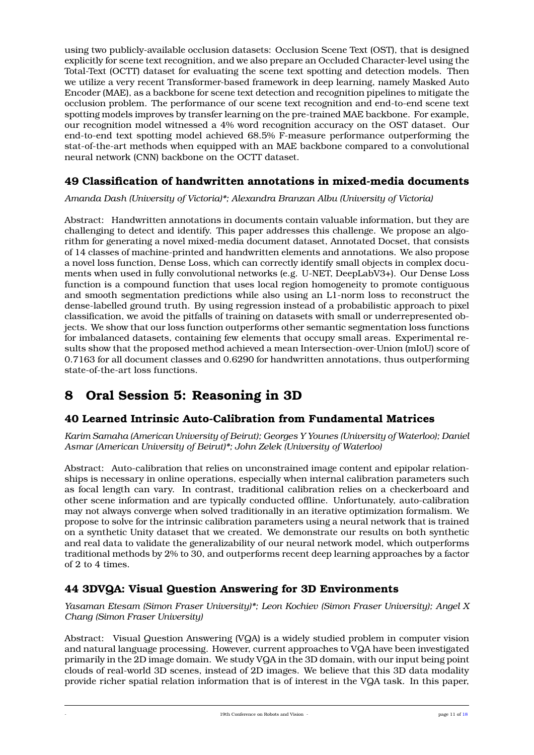using two publicly-available occlusion datasets: Occlusion Scene Text (OST), that is designed explicitly for scene text recognition, and we also prepare an Occluded Character-level using the Total-Text (OCTT) dataset for evaluating the scene text spotting and detection models. Then we utilize a very recent Transformer-based framework in deep learning, namely Masked Auto Encoder (MAE), as a backbone for scene text detection and recognition pipelines to mitigate the occlusion problem. The performance of our scene text recognition and end-to-end scene text spotting models improves by transfer learning on the pre-trained MAE backbone. For example, our recognition model witnessed a 4% word recognition accuracy on the OST dataset. Our end-to-end text spotting model achieved 68.5% F-measure performance outperforming the stat-of-the-art methods when equipped with an MAE backbone compared to a convolutional neural network (CNN) backbone on the OCTT dataset.

### 49 Classification of handwritten annotations in mixed-media documents

*Amanda Dash (University of Victoria)\*; Alexandra Branzan Albu (University of Victoria)*

Abstract: Handwritten annotations in documents contain valuable information, but they are challenging to detect and identify. This paper addresses this challenge. We propose an algorithm for generating a novel mixed-media document dataset, Annotated Docset, that consists of 14 classes of machine-printed and handwritten elements and annotations. We also propose a novel loss function, Dense Loss, which can correctly identify small objects in complex documents when used in fully convolutional networks (e.g. U-NET, DeepLabV3+). Our Dense Loss function is a compound function that uses local region homogeneity to promote contiguous and smooth segmentation predictions while also using an L1-norm loss to reconstruct the dense-labelled ground truth. By using regression instead of a probabilistic approach to pixel classification, we avoid the pitfalls of training on datasets with small or underrepresented objects. We show that our loss function outperforms other semantic segmentation loss functions for imbalanced datasets, containing few elements that occupy small areas. Experimental results show that the proposed method achieved a mean Intersection-over-Union (mIoU) score of 0.7163 for all document classes and 0.6290 for handwritten annotations, thus outperforming state-of-the-art loss functions.

## 8 Oral Session 5: Reasoning in 3D

### 40 Learned Intrinsic Auto-Calibration from Fundamental Matrices

*Karim Samaha (American University of Beirut); Georges Y Younes (University of Waterloo); Daniel Asmar (American University of Beirut)\*; John Zelek (University of Waterloo)*

Abstract: Auto-calibration that relies on unconstrained image content and epipolar relationships is necessary in online operations, especially when internal calibration parameters such as focal length can vary. In contrast, traditional calibration relies on a checkerboard and other scene information and are typically conducted offline. Unfortunately, auto-calibration may not always converge when solved traditionally in an iterative optimization formalism. We propose to solve for the intrinsic calibration parameters using a neural network that is trained on a synthetic Unity dataset that we created. We demonstrate our results on both synthetic and real data to validate the generalizability of our neural network model, which outperforms traditional methods by 2% to 30, and outperforms recent deep learning approaches by a factor of 2 to 4 times.

### 44 3DVQA: Visual Question Answering for 3D Environments

*Yasaman Etesam (Simon Fraser University)\*; Leon Kochiev (Simon Fraser University); Angel X Chang (Simon Fraser University)*

Abstract: Visual Question Answering (VQA) is a widely studied problem in computer vision and natural language processing. However, current approaches to VQA have been investigated primarily in the 2D image domain. We study VQA in the 3D domain, with our input being point clouds of real-world 3D scenes, instead of 2D images. We believe that this 3D data modality provide richer spatial relation information that is of interest in the VQA task. In this paper,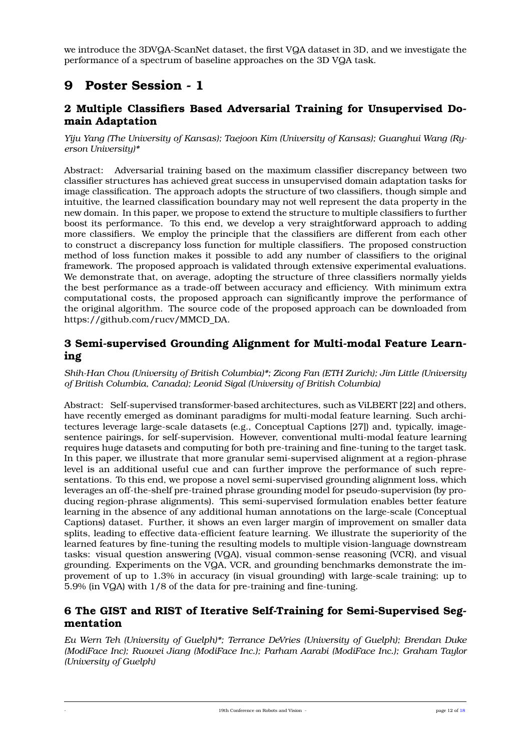we introduce the 3DVQA-ScanNet dataset, the first VQA dataset in 3D, and we investigate the performance of a spectrum of baseline approaches on the 3D VQA task.

# 9 Poster Session - 1

### 2 Multiple Classifiers Based Adversarial Training for Unsupervised Domain Adaptation

*Yiju Yang (The University of Kansas); Taejoon Kim (University of Kansas); Guanghui Wang (Ryerson University)**

Abstract: Adversarial training based on the maximum classifier discrepancy between two classifier structures has achieved great success in unsupervised domain adaptation tasks for image classification. The approach adopts the structure of two classifiers, though simple and intuitive, the learned classification boundary may not well represent the data property in the new domain. In this paper, we propose to extend the structure to multiple classifiers to further boost its performance. To this end, we develop a very straightforward approach to adding more classifiers. We employ the principle that the classifiers are different from each other to construct a discrepancy loss function for multiple classifiers. The proposed construction method of loss function makes it possible to add any number of classifiers to the original framework. The proposed approach is validated through extensive experimental evaluations. We demonstrate that, on average, adopting the structure of three classifiers normally yields the best performance as a trade-off between accuracy and efficiency. With minimum extra computational costs, the proposed approach can significantly improve the performance of the original algorithm. The source code of the proposed approach can be downloaded from https://github.com/rucv/MMCD_DA.

### 3 Semi-supervised Grounding Alignment for Multi-modal Feature Learning

*Shih-Han Chou (University of British Columbia)*; Zicong Fan (ETH Zurich); Jim Little (University of British Columbia, Canada); Leonid Sigal (University of British Columbia)*

Abstract: Self-supervised transformer-based architectures, such as ViLBERT [22] and others, have recently emerged as dominant paradigms for multi-modal feature learning. Such architectures leverage large-scale datasets (e.g., Conceptual Captions [27]) and, typically, image-sentence pairings, for self-supervision. However, conventional multi-modal feature learning requires huge datasets and computing for both pre-training and fine-tuning to the target task. In this paper, we illustrate that more granular semi-supervised alignment at a region-phrase level is an additional useful cue and can further improve the performance of such representations. To this end, we propose a novel semi-supervised grounding alignment loss, which leverages an off-the-shelf pre-trained phrase grounding model for pseudo-supervision (by producing region-phrase alignments). This semi-supervised formulation enables better feature learning in the absence of any additional human annotations on the large-scale (Conceptual Captions) dataset. Further, it shows an even larger margin of improvement on smaller data splits, leading to effective data-efficient feature learning. We illustrate the superiority of the learned features by fine-tuning the resulting models to multiple vision-language downstream tasks: visual question answering (VQA), visual common-sense reasoning (VCR), and visual grounding. Experiments on the VQA, VCR, and grounding benchmarks demonstrate the improvement of up to 1.3% in accuracy (in visual grounding) with large-scale training; up to 5.9% (in VQA) with 1/8 of the data for pre-training and fine-tuning.

### 6 The GIST and RIST of Iterative Self-Training for Semi-Supervised Segmentation

*Eu Wern Teh (University of Guelph)*; Terrance DeVries (University of Guelph); Brendan Duke (ModiFace Inc); Ruowei Jiang (ModiFace Inc.); Parham Aarabi (ModiFace Inc.); Graham Taylor (University of Guelph)*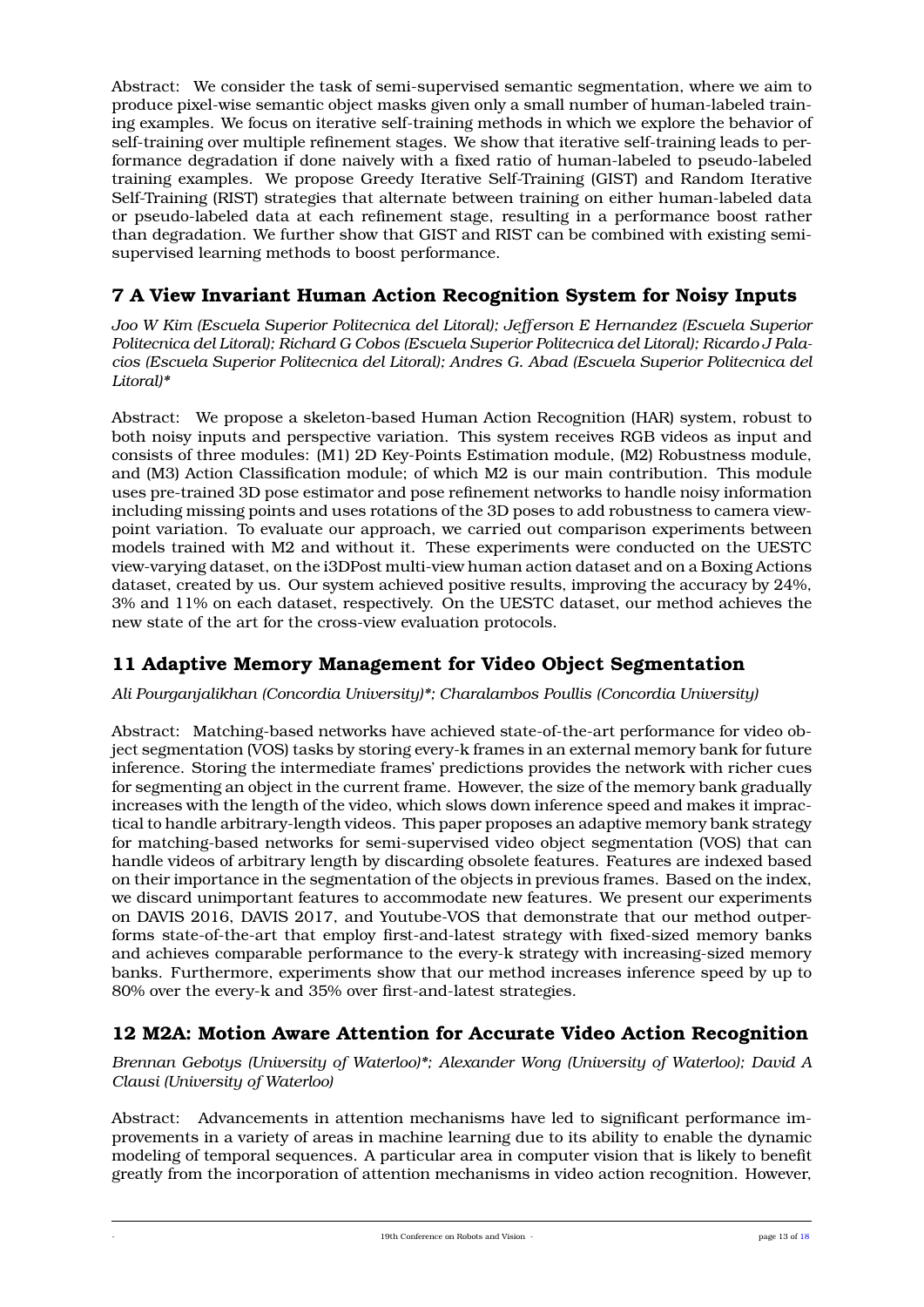Abstract: We consider the task of semi-supervised semantic segmentation, where we aim to produce pixel-wise semantic object masks given only a small number of human-labeled training examples. We focus on iterative self-training methods in which we explore the behavior of self-training over multiple refinement stages. We show that iterative self-training leads to performance degradation if done naively with a fixed ratio of human-labeled to pseudo-labeled training examples. We propose Greedy Iterative Self-Training (GIST) and Random Iterative Self-Training (RIST) strategies that alternate between training on either human-labeled data or pseudo-labeled data at each refinement stage, resulting in a performance boost rather than degradation. We further show that GIST and RIST can be combined with existing semi-supervised learning methods to boost performance.

## 7 A View Invariant Human Action Recognition System for Noisy Inputs

*Joo W Kim (Escuela Superior Politecnica del Litoral); Jefferson E Hernandez (Escuela Superior Politecnica del Litoral); Richard G Cobos (Escuela Superior Politecnica del Litoral); Ricardo J Palacios (Escuela Superior Politecnica del Litoral); Andres G. Abad (Escuela Superior Politecnica del Litoral)**

Abstract: We propose a skeleton-based Human Action Recognition (HAR) system, robust to both noisy inputs and perspective variation. This system receives RGB videos as input and consists of three modules: (M1) 2D Key-Points Estimation module, (M2) Robustness module, and (M3) Action Classification module; of which M2 is our main contribution. This module uses pre-trained 3D pose estimator and pose refinement networks to handle noisy information including missing points and uses rotations of the 3D poses to add robustness to camera viewpoint variation. To evaluate our approach, we carried out comparison experiments between models trained with M2 and without it. These experiments were conducted on the UESTC view-varying dataset, on the i3DPost multi-view human action dataset and on a Boxing Actions dataset, created by us. Our system achieved positive results, improving the accuracy by 24%, 3% and 11% on each dataset, respectively. On the UESTC dataset, our method achieves the new state of the art for the cross-view evaluation protocols.

## 11 Adaptive Memory Management for Video Object Segmentation

*Ali Pourganjalikhan (Concordia University)*; Charalambos Poullis (Concordia University)*

Abstract: Matching-based networks have achieved state-of-the-art performance for video object segmentation (VOS) tasks by storing every-k frames in an external memory bank for future inference. Storing the intermediate frames' predictions provides the network with richer cues for segmenting an object in the current frame. However, the size of the memory bank gradually increases with the length of the video, which slows down inference speed and makes it impractical to handle arbitrary-length videos. This paper proposes an adaptive memory bank strategy for matching-based networks for semi-supervised video object segmentation (VOS) that can handle videos of arbitrary length by discarding obsolete features. Features are indexed based on their importance in the segmentation of the objects in previous frames. Based on the index, we discard unimportant features to accommodate new features. We present our experiments on DAVIS 2016, DAVIS 2017, and Youtube-VOS that demonstrate that our method outperforms state-of-the-art that employ first-and-latest strategy with fixed-sized memory banks and achieves comparable performance to the every-k strategy with increasing-sized memory banks. Furthermore, experiments show that our method increases inference speed by up to 80% over the every-k and 35% over first-and-latest strategies.

## 12 M2A: Motion Aware Attention for Accurate Video Action Recognition

*Brennan Gebotys (University of Waterloo)*; Alexander Wong (University of Waterloo); David A Clausi (University of Waterloo)*

Abstract: Advancements in attention mechanisms have led to significant performance improvements in a variety of areas in machine learning due to its ability to enable the dynamic modeling of temporal sequences. A particular area in computer vision that is likely to benefit greatly from the incorporation of attention mechanisms in video action recognition. However,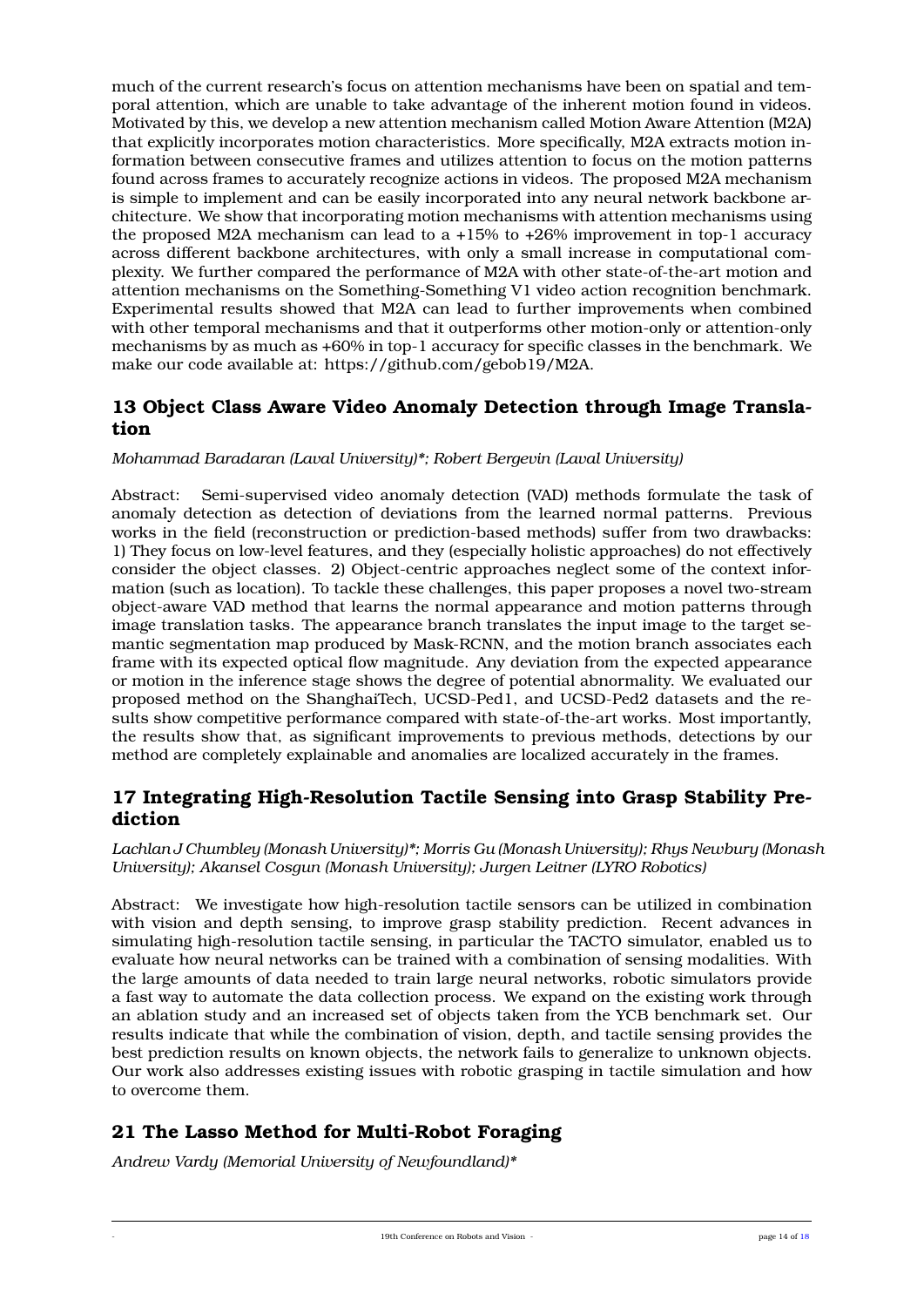much of the current research's focus on attention mechanisms have been on spatial and temporal attention, which are unable to take advantage of the inherent motion found in videos. Motivated by this, we develop a new attention mechanism called Motion Aware Attention (M2A) that explicitly incorporates motion characteristics. More specifically, M2A extracts motion information between consecutive frames and utilizes attention to focus on the motion patterns found across frames to accurately recognize actions in videos. The proposed M2A mechanism is simple to implement and can be easily incorporated into any neural network backbone architecture. We show that incorporating motion mechanisms with attention mechanisms using the proposed M2A mechanism can lead to a +15% to +26% improvement in top-1 accuracy across different backbone architectures, with only a small increase in computational complexity. We further compared the performance of M2A with other state-of-the-art motion and attention mechanisms on the Something-Something V1 video action recognition benchmark. Experimental results showed that M2A can lead to further improvements when combined with other temporal mechanisms and that it outperforms other motion-only or attention-only mechanisms by as much as +60% in top-1 accuracy for specific classes in the benchmark. We make our code available at: https://github.com/gebob19/M2A.

## 13 Object Class Aware Video Anomaly Detection through Image Translation

*Mohammad Baradaran (Laval University)*; Robert Bergevin (Laval University)*

Abstract: Semi-supervised video anomaly detection (VAD) methods formulate the task of anomaly detection as detection of deviations from the learned normal patterns. Previous works in the field (reconstruction or prediction-based methods) suffer from two drawbacks: 1) They focus on low-level features, and they (especially holistic approaches) do not effectively consider the object classes. 2) Object-centric approaches neglect some of the context information (such as location). To tackle these challenges, this paper proposes a novel two-stream object-aware VAD method that learns the normal appearance and motion patterns through image translation tasks. The appearance branch translates the input image to the target semantic segmentation map produced by Mask-RCNN, and the motion branch associates each frame with its expected optical flow magnitude. Any deviation from the expected appearance or motion in the inference stage shows the degree of potential abnormality. We evaluated our proposed method on the ShanghaiTech, UCSD-Ped1, and UCSD-Ped2 datasets and the results show competitive performance compared with state-of-the-art works. Most importantly, the results show that, as significant improvements to previous methods, detections by our method are completely explainable and anomalies are localized accurately in the frames.

## 17 Integrating High-Resolution Tactile Sensing into Grasp Stability Prediction

*Lachlan J Chumbley (Monash University)*; Morris Gu (Monash University); Rhys Newbury (Monash University); Akansel Cosgun (Monash University); Jurgen Leitner (LYRO Robotics)*

Abstract: We investigate how high-resolution tactile sensors can be utilized in combination with vision and depth sensing, to improve grasp stability prediction. Recent advances in simulating high-resolution tactile sensing, in particular the TACTO simulator, enabled us to evaluate how neural networks can be trained with a combination of sensing modalities. With the large amounts of data needed to train large neural networks, robotic simulators provide a fast way to automate the data collection process. We expand on the existing work through an ablation study and an increased set of objects taken from the YCB benchmark set. Our results indicate that while the combination of vision, depth, and tactile sensing provides the best prediction results on known objects, the network fails to generalize to unknown objects. Our work also addresses existing issues with robotic grasping in tactile simulation and how to overcome them.

## 21 The Lasso Method for Multi-Robot Foraging

*Andrew Vardy (Memorial University of Newfoundland)**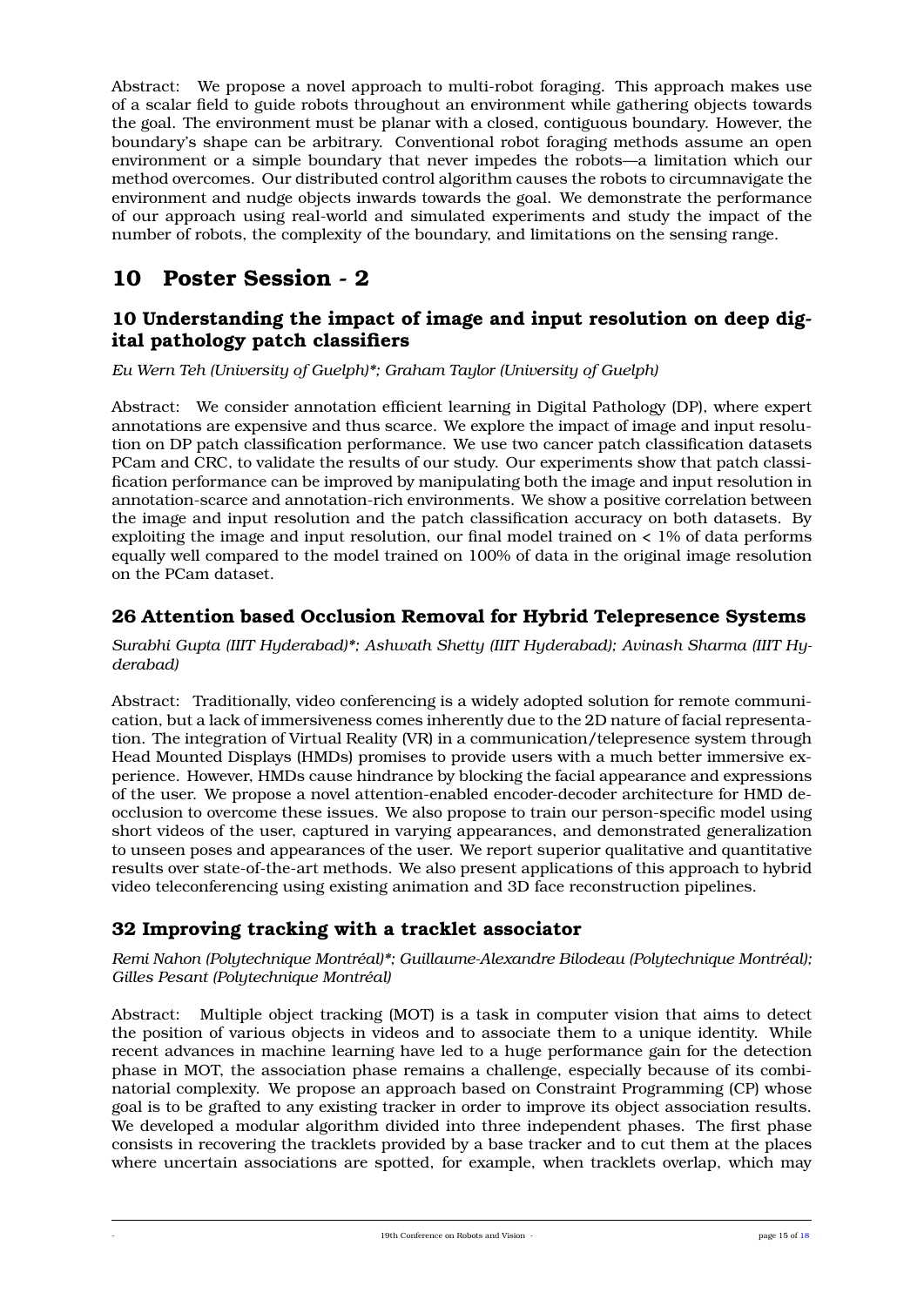Abstract: We propose a novel approach to multi-robot foraging. This approach makes use of a scalar field to guide robots throughout an environment while gathering objects towards the goal. The environment must be planar with a closed, contiguous boundary. However, the boundary's shape can be arbitrary. Conventional robot foraging methods assume an open environment or a simple boundary that never impedes the robots—a limitation which our method overcomes. Our distributed control algorithm causes the robots to circumnavigate the environment and nudge objects inwards towards the goal. We demonstrate the performance of our approach using real-world and simulated experiments and study the impact of the number of robots, the complexity of the boundary, and limitations on the sensing range.

# 10 Poster Session - 2

## 10 Understanding the impact of image and input resolution on deep digital pathology patch classifiers

*Eu Wern Teh (University of Guelph)\*; Graham Taylor (University of Guelph)*

Abstract: We consider annotation efficient learning in Digital Pathology (DP), where expert annotations are expensive and thus scarce. We explore the impact of image and input resolution on DP patch classification performance. We use two cancer patch classification datasets PCam and CRC, to validate the results of our study. Our experiments show that patch classification performance can be improved by manipulating both the image and input resolution in annotation-scarce and annotation-rich environments. We show a positive correlation between the image and input resolution and the patch classification accuracy on both datasets. By exploiting the image and input resolution, our final model trained on < 1% of data performs equally well compared to the model trained on 100% of data in the original image resolution on the PCam dataset.

## 26 Attention based Occlusion Removal for Hybrid Telepresence Systems

*Surabhi Gupta (IIIT Hyderabad)\*; Ashwath Shetty (IIIT Hyderabad); Avinash Sharma (IIIT Hyderabad)*

Abstract: Traditionally, video conferencing is a widely adopted solution for remote communication, but a lack of immersiveness comes inherently due to the 2D nature of facial representation. The integration of Virtual Reality (VR) in a communication/telepresence system through Head Mounted Displays (HMDs) promises to provide users with a much better immersive experience. However, HMDs cause hindrance by blocking the facial appearance and expressions of the user. We propose a novel attention-enabled encoder-decoder architecture for HMD de-occlusion to overcome these issues. We also propose to train our person-specific model using short videos of the user, captured in varying appearances, and demonstrated generalization to unseen poses and appearances of the user. We report superior qualitative and quantitative results over state-of-the-art methods. We also present applications of this approach to hybrid video teleconferencing using existing animation and 3D face reconstruction pipelines.

## 32 Improving tracking with a tracklet associator

*Remi Nahon (Polytechnique Montréal)\*; Guillaume-Alexandre Bilodeau (Polytechnique Montréal); Gilles Pesant (Polytechnique Montréal)*

Abstract: Multiple object tracking (MOT) is a task in computer vision that aims to detect the position of various objects in videos and to associate them to a unique identity. While recent advances in machine learning have led to a huge performance gain for the detection phase in MOT, the association phase remains a challenge, especially because of its combinatorial complexity. We propose an approach based on Constraint Programming (CP) whose goal is to be grafted to any existing tracker in order to improve its object association results. We developed a modular algorithm divided into three independent phases. The first phase consists in recovering the tracklets provided by a base tracker and to cut them at the places where uncertain associations are spotted, for example, when tracklets overlap, which may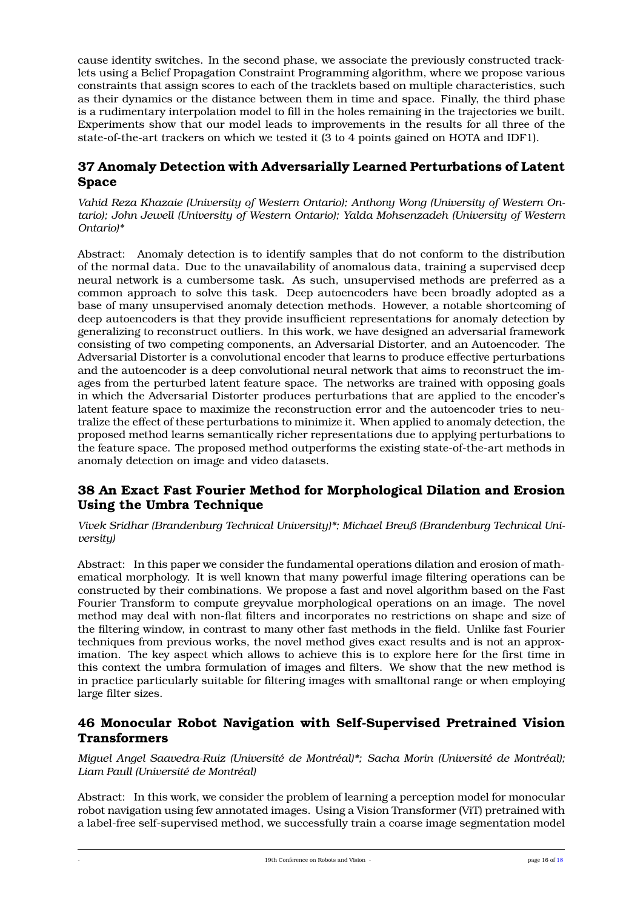cause identity switches. In the second phase, we associate the previously constructed tracklets using a Belief Propagation Constraint Programming algorithm, where we propose various constraints that assign scores to each of the tracklets based on multiple characteristics, such as their dynamics or the distance between them in time and space. Finally, the third phase is a rudimentary interpolation model to fill in the holes remaining in the trajectories we built. Experiments show that our model leads to improvements in the results for all three of the state-of-the-art trackers on which we tested it (3 to 4 points gained on HOTA and IDF1).

## 37 Anomaly Detection with Adversarially Learned Perturbations of Latent Space

*Vahid Reza Khazaie (University of Western Ontario); Anthony Wong (University of Western Ontario); John Jewell (University of Western Ontario); Yalda Mohsenzadeh (University of Western Ontario)\**

Abstract: Anomaly detection is to identify samples that do not conform to the distribution of the normal data. Due to the unavailability of anomalous data, training a supervised deep neural network is a cumbersome task. As such, unsupervised methods are preferred as a common approach to solve this task. Deep autoencoders have been broadly adopted as a base of many unsupervised anomaly detection methods. However, a notable shortcoming of deep autoencoders is that they provide insufficient representations for anomaly detection by generalizing to reconstruct outliers. In this work, we have designed an adversarial framework consisting of two competing components, an Adversarial Distorter, and an Autoencoder. The Adversarial Distorter is a convolutional encoder that learns to produce effective perturbations and the autoencoder is a deep convolutional neural network that aims to reconstruct the images from the perturbed latent feature space. The networks are trained with opposing goals in which the Adversarial Distorter produces perturbations that are applied to the encoder's latent feature space to maximize the reconstruction error and the autoencoder tries to neutralize the effect of these perturbations to minimize it. When applied to anomaly detection, the proposed method learns semantically richer representations due to applying perturbations to the feature space. The proposed method outperforms the existing state-of-the-art methods in anomaly detection on image and video datasets.

## 38 An Exact Fast Fourier Method for Morphological Dilation and Erosion Using the Umbra Technique

*Vivek Sridhar (Brandenburg Technical University)\*; Michael Breuß (Brandenburg Technical University)*

Abstract: In this paper we consider the fundamental operations dilation and erosion of mathematical morphology. It is well known that many powerful image filtering operations can be constructed by their combinations. We propose a fast and novel algorithm based on the Fast Fourier Transform to compute greyvalue morphological operations on an image. The novel method may deal with non-flat filters and incorporates no restrictions on shape and size of the filtering window, in contrast to many other fast methods in the field. Unlike fast Fourier techniques from previous works, the novel method gives exact results and is not an approximation. The key aspect which allows to achieve this is to explore here for the first time in this context the umbra formulation of images and filters. We show that the new method is in practice particularly suitable for filtering images with smalltonal range or when employing large filter sizes.

## 46 Monocular Robot Navigation with Self-Supervised Pretrained Vision Transformers

*Miguel Angel Saavedra-Ruiz (Université de Montréal)\*; Sacha Morin (Université de Montréal); Liam Paull (Université de Montréal)*

Abstract: In this work, we consider the problem of learning a perception model for monocular robot navigation using few annotated images. Using a Vision Transformer (ViT) pretrained with a label-free self-supervised method, we successfully train a coarse image segmentation model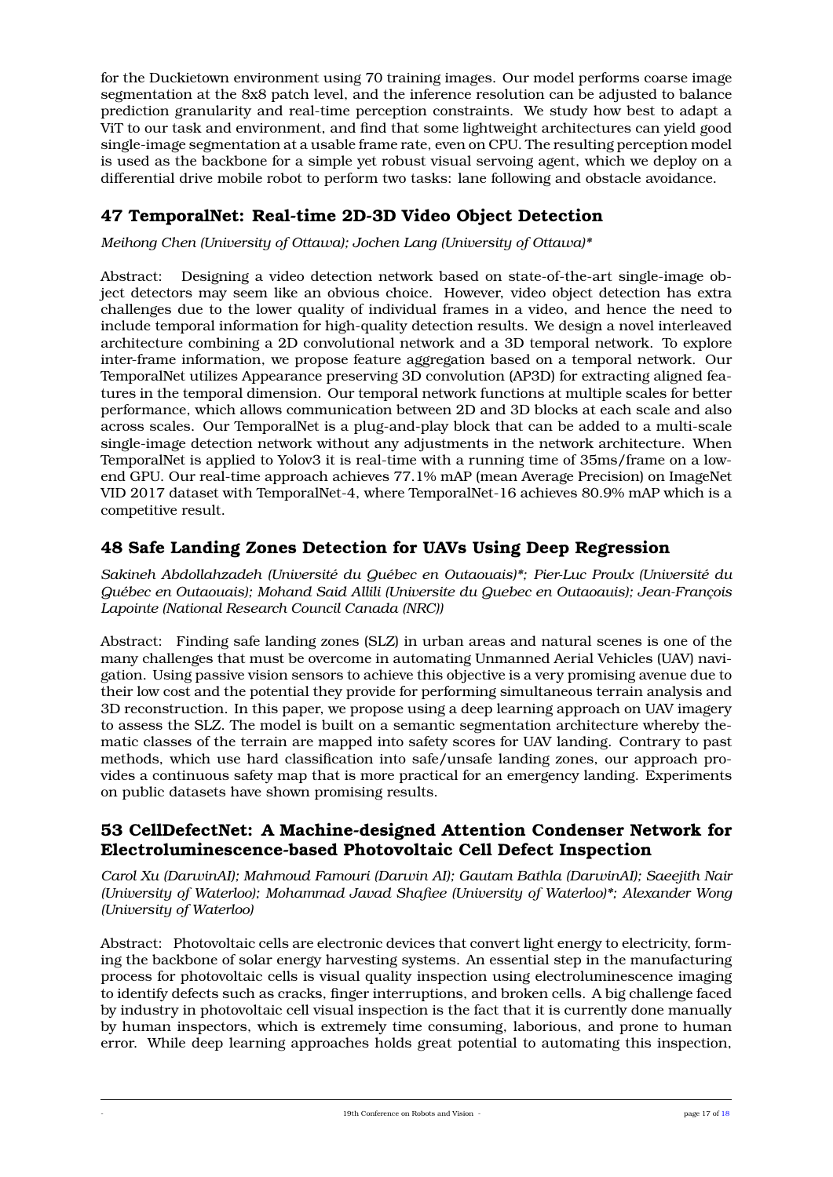for the Duckietown environment using 70 training images. Our model performs coarse image segmentation at the 8x8 patch level, and the inference resolution can be adjusted to balance prediction granularity and real-time perception constraints. We study how best to adapt a ViT to our task and environment, and find that some lightweight architectures can yield good single-image segmentation at a usable frame rate, even on CPU. The resulting perception model is used as the backbone for a simple yet robust visual servoing agent, which we deploy on a differential drive mobile robot to perform two tasks: lane following and obstacle avoidance.

## 47 TemporalNet: Real-time 2D-3D Video Object Detection

*Meihong Chen (University of Ottawa); Jochen Lang (University of Ottawa)\**

Abstract: Designing a video detection network based on state-of-the-art single-image object detectors may seem like an obvious choice. However, video object detection has extra challenges due to the lower quality of individual frames in a video, and hence the need to include temporal information for high-quality detection results. We design a novel interleaved architecture combining a 2D convolutional network and a 3D temporal network. To explore inter-frame information, we propose feature aggregation based on a temporal network. Our TemporalNet utilizes Appearance preserving 3D convolution (AP3D) for extracting aligned features in the temporal dimension. Our temporal network functions at multiple scales for better performance, which allows communication between 2D and 3D blocks at each scale and also across scales. Our TemporalNet is a plug-and-play block that can be added to a multi-scale single-image detection network without any adjustments in the network architecture. When TemporalNet is applied to Yolov3 it is real-time with a running time of 35ms/frame on a low-end GPU. Our real-time approach achieves 77.1% mAP (mean Average Precision) on ImageNet VID 2017 dataset with TemporalNet-4, where TemporalNet-16 achieves 80.9% mAP which is a competitive result.

## 48 Safe Landing Zones Detection for UAVs Using Deep Regression

*Sakineh Abdollahzadeh (Université du Québec en Outaouais)\*; Pier-Luc Proulx (Université du Québec en Outaouais); Mohand Said Allili (Universite du Quebec en Outaoauis); Jean-François Lapointe (National Research Council Canada (NRC))*

Abstract: Finding safe landing zones (SLZ) in urban areas and natural scenes is one of the many challenges that must be overcome in automating Unmanned Aerial Vehicles (UAV) navigation. Using passive vision sensors to achieve this objective is a very promising avenue due to their low cost and the potential they provide for performing simultaneous terrain analysis and 3D reconstruction. In this paper, we propose using a deep learning approach on UAV imagery to assess the SLZ. The model is built on a semantic segmentation architecture whereby thematic classes of the terrain are mapped into safety scores for UAV landing. Contrary to past methods, which use hard classification into safe/unsafe landing zones, our approach provides a continuous safety map that is more practical for an emergency landing. Experiments on public datasets have shown promising results.

## 53 CellDefectNet: A Machine-designed Attention Condenser Network for Electroluminescence-based Photovoltaic Cell Defect Inspection

*Carol Xu (DarwinAI); Mahmoud Famouri (Darwin AI); Gautam Bathla (DarwinAI); Saeejith Nair (University of Waterloo); Mohammad Javad Shafiee (University of Waterloo)\*; Alexander Wong (University of Waterloo)*

Abstract: Photovoltaic cells are electronic devices that convert light energy to electricity, forming the backbone of solar energy harvesting systems. An essential step in the manufacturing process for photovoltaic cells is visual quality inspection using electroluminescence imaging to identify defects such as cracks, finger interruptions, and broken cells. A big challenge faced by industry in photovoltaic cell visual inspection is the fact that it is currently done manually by human inspectors, which is extremely time consuming, laborious, and prone to human error. While deep learning approaches holds great potential to automating this inspection,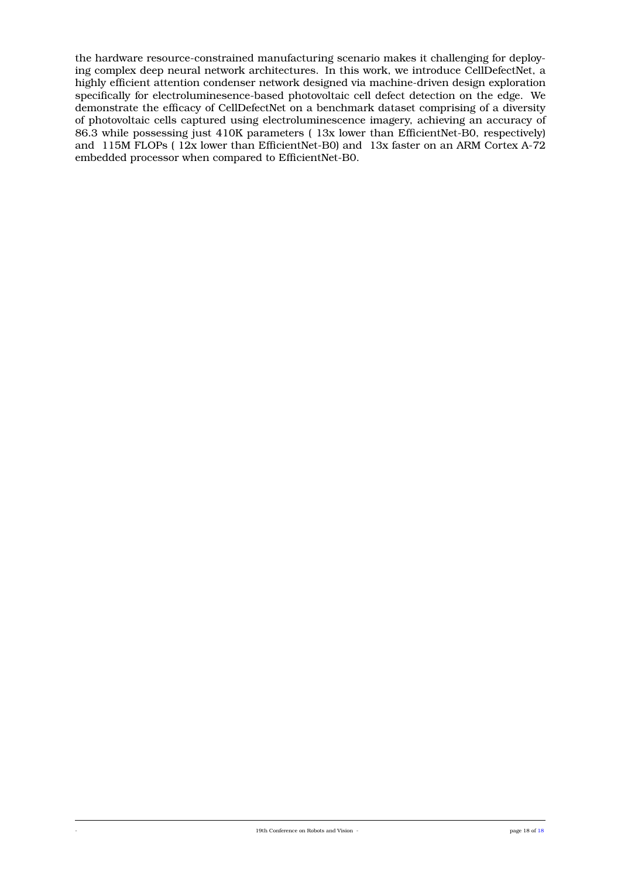the hardware resource-constrained manufacturing scenario makes it challenging for deploying complex deep neural network architectures. In this work, we introduce CellDefectNet, a highly efficient attention condenser network designed via machine-driven design exploration specifically for electroluminesence-based photovoltaic cell defect detection on the edge. We demonstrate the efficacy of CellDefectNet on a benchmark dataset comprising of a diversity of photovoltaic cells captured using electroluminescence imagery, achieving an accuracy of 86.3 while possessing just 410K parameters ( 13x lower than EfficientNet-B0, respectively) and 115M FLOPs ( 12x lower than EfficientNet-B0) and 13x faster on an ARM Cortex A-72 embedded processor when compared to EfficientNet-B0.